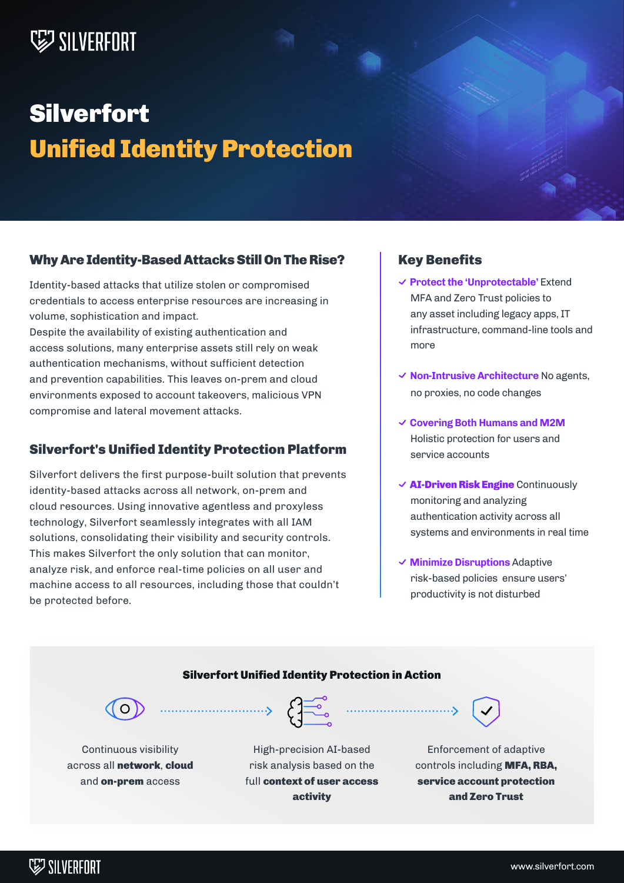# Silverfort

# Unified Identity Protection

## Why Are Identity-Based Attacks Still On The Rise?

Identity-based attacks that utilize stolen or compromised credentials to access enterprise resources are increasing in volume, sophistication and impact.
Despite the availability of existing authentication and access solutions, many enterprise assets still rely on weak authentication mechanisms, without sufficient detection and prevention capabilities. This leaves on-prem and cloud environments exposed to account takeovers, malicious VPN compromise and lateral movement attacks.

## Silverfort's Unified Identity Protection Platform

Silverfort delivers the first purpose-built solution that prevents identity-based attacks across all network, on-prem and cloud resources. Using innovative agentless and proxyless technology, Silverfort seamlessly integrates with all IAM solutions, consolidating their visibility and security controls. This makes Silverfort the only solution that can monitor, analyze risk, and enforce real-time policies on all user and machine access to all resources, including those that couldn't be protected before.

## Key Benefits

- **Protect the 'Unprotectable'** Extend MFA and Zero Trust policies to any asset including legacy apps, IT infrastructure, command-line tools and more
- **Non-Intrusive Architecture** No agents, no proxies, no code changes
- **Covering Both Humans and M2M** Holistic protection for users and service accounts
- **AI-Driven Risk Engine** Continuously monitoring and analyzing authentication activity across all systems and environments in real time
- **Minimize Disruptions** Adaptive risk-based policies ensure users' productivity is not disturbed

## Silverfort Unified Identity Protection in Action

Continuous visibility across all **network**, **cloud** and **on-prem** access

High-precision AI-based risk analysis based on the full **context of user access activity**

Enforcement of adaptive controls including **MFA, RBA, service account protection and Zero Trust**

www.silverfort.com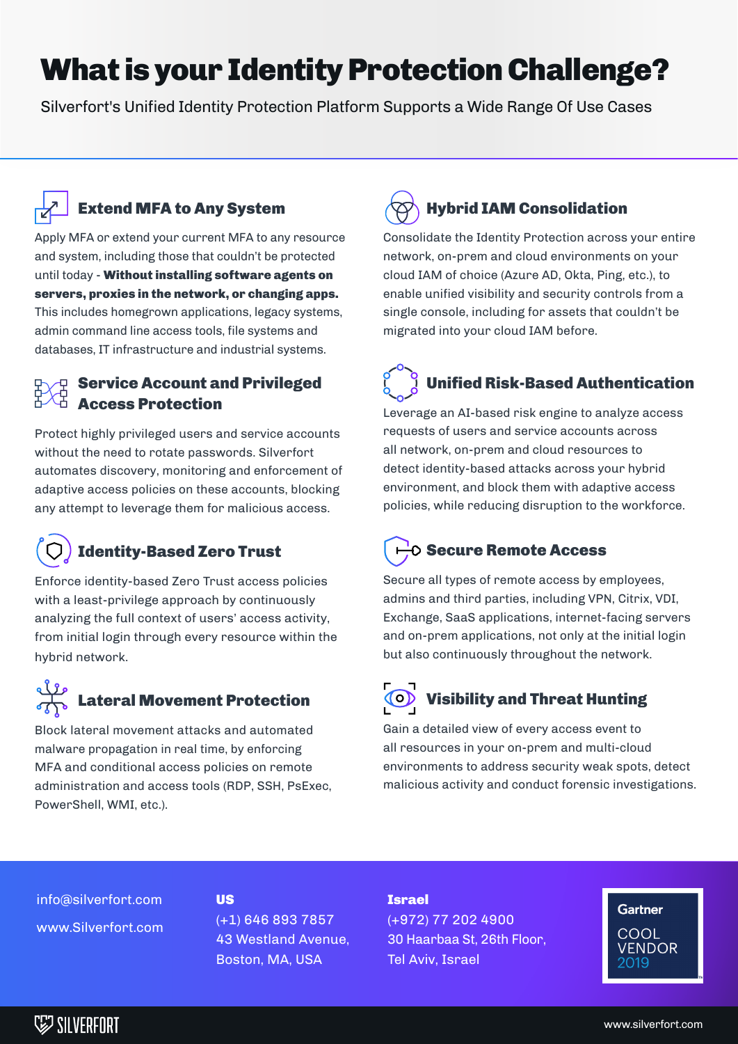# What is your Identity Protection Challenge?

Silverfort's Unified Identity Protection Platform Supports a Wide Range Of Use Cases

## Extend MFA to Any System

Apply MFA or extend your current MFA to any resource and system, including those that couldn't be protected until today - **Without installing software agents on servers, proxies in the network, or changing apps.** This includes homegrown applications, legacy systems, admin command line access tools, file systems and databases, IT infrastructure and industrial systems.

## Service Account and Privileged Access Protection

Protect highly privileged users and service accounts without the need to rotate passwords. Silverfort automates discovery, monitoring and enforcement of adaptive access policies on these accounts, blocking any attempt to leverage them for malicious access.

## Identity-Based Zero Trust

Enforce identity-based Zero Trust access policies with a least-privilege approach by continuously analyzing the full context of users' access activity, from initial login through every resource within the hybrid network.

## Lateral Movement Protection

Block lateral movement attacks and automated malware propagation in real time, by enforcing MFA and conditional access policies on remote administration and access tools (RDP, SSH, PsExec, PowerShell, WMI, etc.).

## Hybrid IAM Consolidation

Consolidate the Identity Protection across your entire network, on-prem and cloud environments on your cloud IAM of choice (Azure AD, Okta, Ping, etc.), to enable unified visibility and security controls from a single console, including for assets that couldn't be migrated into your cloud IAM before.

## Unified Risk-Based Authentication

Leverage an AI-based risk engine to analyze access requests of users and service accounts across all network, on-prem and cloud resources to detect identity-based attacks across your hybrid environment, and block them with adaptive access policies, while reducing disruption to the workforce.

## Secure Remote Access

Secure all types of remote access by employees, admins and third parties, including VPN, Citrix, VDI, Exchange, SaaS applications, internet-facing servers and on-prem applications, not only at the initial login but also continuously throughout the network.

## Visibility and Threat Hunting

Gain a detailed view of every access event to all resources in your on-prem and multi-cloud environments to address security weak spots, detect malicious activity and conduct forensic investigations.

info@silverfort.com

www.Silverfort.com

**US**
(+1) 646 893 7857
43 Westland Avenue,
Boston, MA, USA

**Israel**
(+972) 77 202 4900
30 Haarbaa St, 26th Floor,
Tel Aviv, Israel

Gartner COOL VENDOR 2019

SILVERFORT

www.silverfort.com